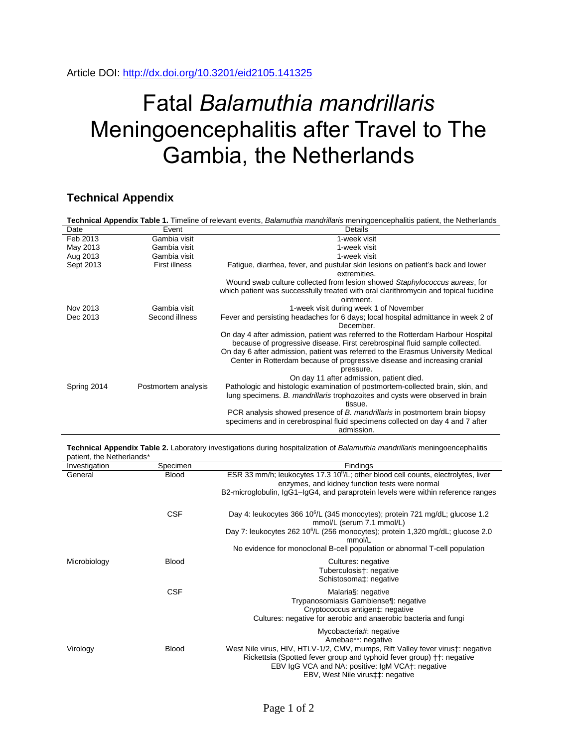Article DOI: http://dx.doi.org/10.3201/eid2105.141325

# Fatal *Balamuthia mandrillaris* Meningoencephalitis after Travel to The Gambia, the Netherlands

## Technical Appendix

**Technical Appendix Table 1.** Timeline of relevant events, *Balamuthia mandrillaris* meningoencephalitis patient, the Netherlands

| Date | Event | Details |
|---|---|---|
| Feb 2013 | Gambia visit | 1-week visit |
| May 2013 | Gambia visit | 1-week visit |
| Aug 2013 | Gambia visit | 1-week visit |
| Sept 2013 | First illness | Fatigue, diarrhea, fever, and pustular skin lesions on patient's back and lower extremities. |
| | | Wound swab culture collected from lesion showed *Staphylococcus aureas*, for which patient was successfully treated with oral clarithromycin and topical fucidine ointment. |
| Nov 2013 | Gambia visit | 1-week visit during week 1 of November |
| Dec 2013 | Second illness | Fever and persisting headaches for 6 days; local hospital admittance in week 2 of December. |
| | | On day 4 after admission, patient was referred to the Rotterdam Harbour Hospital because of progressive disease. First cerebrospinal fluid sample collected. |
| | | On day 6 after admission, patient was referred to the Erasmus University Medical Center in Rotterdam because of progressive disease and increasing cranial pressure. |
| | | On day 11 after admission, patient died. |
| Spring 2014 | Postmortem analysis | Pathologic and histologic examination of postmortem-collected brain, skin, and lung specimens. *B. mandrillaris* trophozoites and cysts were observed in brain tissue. |
| | | PCR analysis showed presence of *B. mandrillaris* in postmortem brain biopsy specimens and in cerebrospinal fluid specimens collected on day 4 and 7 after admission. |

**Technical Appendix Table 2.** Laboratory investigations during hospitalization of *Balamuthia mandrillaris* meningoencephalitis patient, the Netherlands*

| Investigation | Specimen | Findings |
|---|---|---|
| General | Blood | ESR 33 mm/h; leukocytes 17.3 $10^9$/L; other blood cell counts, electrolytes, liver enzymes, and kidney function tests were normal |
| | | B2-microglobulin, IgG1–IgG4, and paraprotein levels were within reference ranges |
| | CSF | Day 4: leukocytes 366 $10^6$/L (345 monocytes); protein 721 mg/dL; glucose 1.2 mmol/L (serum 7.1 mmol/L) |
| | | Day 7: leukocytes 262 $10^6$/L (256 monocytes); protein 1,320 mg/dL; glucose 2.0 mmol/L |
| | | No evidence for monoclonal B-cell population or abnormal T-cell population |
| Microbiology | Blood | Cultures: negative |
| | | Tuberculosis†: negative |
| | | Schistosoma‡: negative |
| | CSF | Malaria§: negative |
| | | Trypanosomiasis Gambiense¶: negative |
| | | Cryptococcus antigen‡: negative |
| | | Cultures: negative for aerobic and anaerobic bacteria and fungi |
| | | Mycobacteria#: negative |
| | | Amebae**: negative |
| Virology | Blood | West Nile virus, HIV, HTLV-1/2, CMV, mumps, Rift Valley fever virus†: negative |
| | | Rickettsia (Spotted fever group and typhoid fever group) ††: negative |
| | | EBV IgG VCA and NA: positive: IgM VCA†: negative |
| | | EBV, West Nile virus‡‡: negative |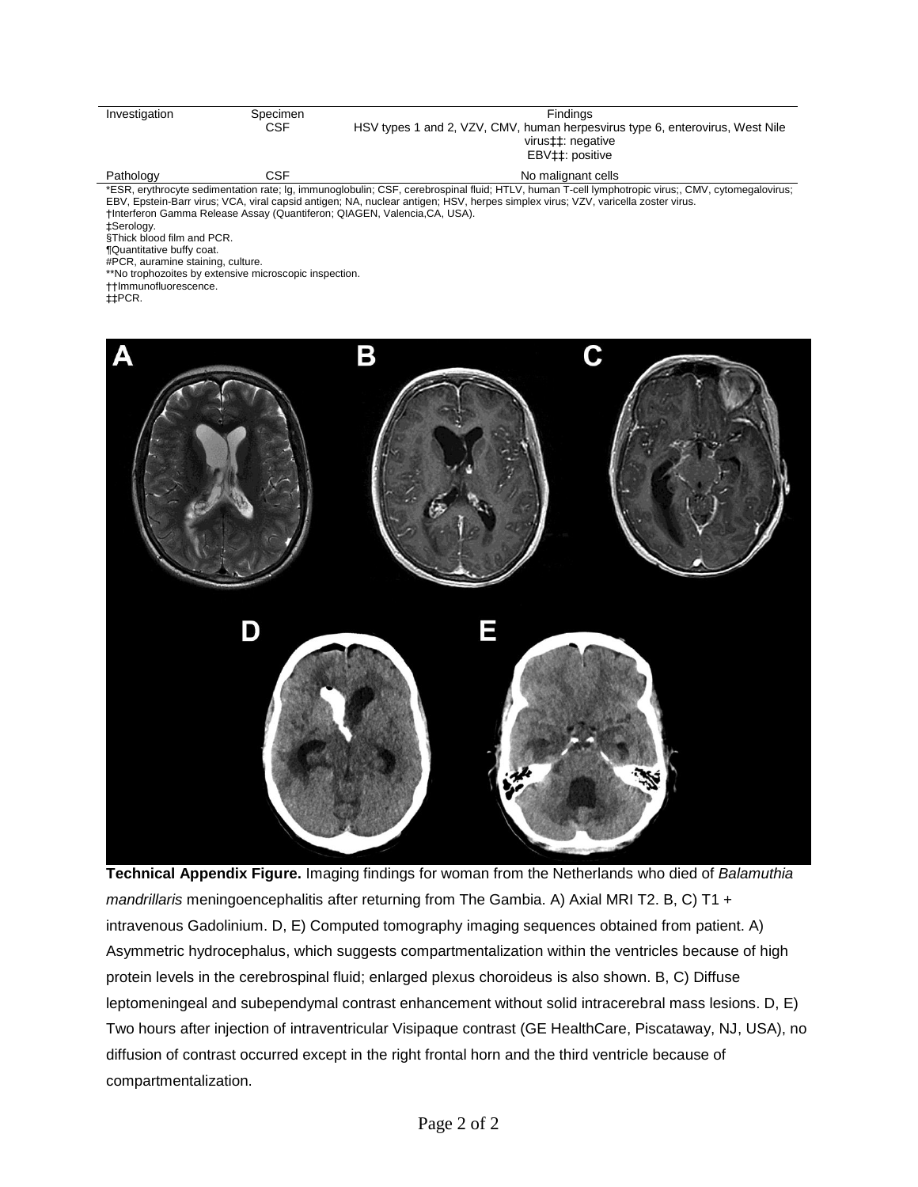| Investigation | Specimen | Findings |
|---|---|---|
| | CSF | HSV types 1 and 2, VZV, CMV, human herpesvirus type 6, enterovirus, West Nile virus‡‡: negative<br>EBV‡‡: positive |
| Pathology | CSF | No malignant cells |

*ESR, erythrocyte sedimentation rate; Ig, immunoglobulin; CSF, cerebrospinal fluid; HTLV, human T-cell lymphotropic virus;, CMV, cytomegalovirus; EBV, Epstein-Barr virus; VCA, viral capsid antigen; NA, nuclear antigen; HSV, herpes simplex virus; VZV, varicella zoster virus.
†Interferon Gamma Release Assay (Quantiferon; QIAGEN, Valencia,CA, USA).
‡Serology.
§Thick blood film and PCR.
¶Quantitative buffy coat.
#PCR, auramine staining, culture.
**No trophozoites by extensive microscopic inspection.
††Immunofluorescence.
‡‡PCR.

**Technical Appendix Figure.** Imaging findings for woman from the Netherlands who died of *Balamuthia mandrillaris* meningoencephalitis after returning from The Gambia. A) Axial MRI T2. B, C) T1 + intravenous Gadolinium. D, E) Computed tomography imaging sequences obtained from patient. A) Asymmetric hydrocephalus, which suggests compartmentalization within the ventricles because of high protein levels in the cerebrospinal fluid; enlarged plexus choroideus is also shown. B, C) Diffuse leptomeningeal and subependymal contrast enhancement without solid intracerebral mass lesions. D, E) Two hours after injection of intraventricular Visipaque contrast (GE HealthCare, Piscataway, NJ, USA), no diffusion of contrast occurred except in the right frontal horn and the third ventricle because of compartmentalization.